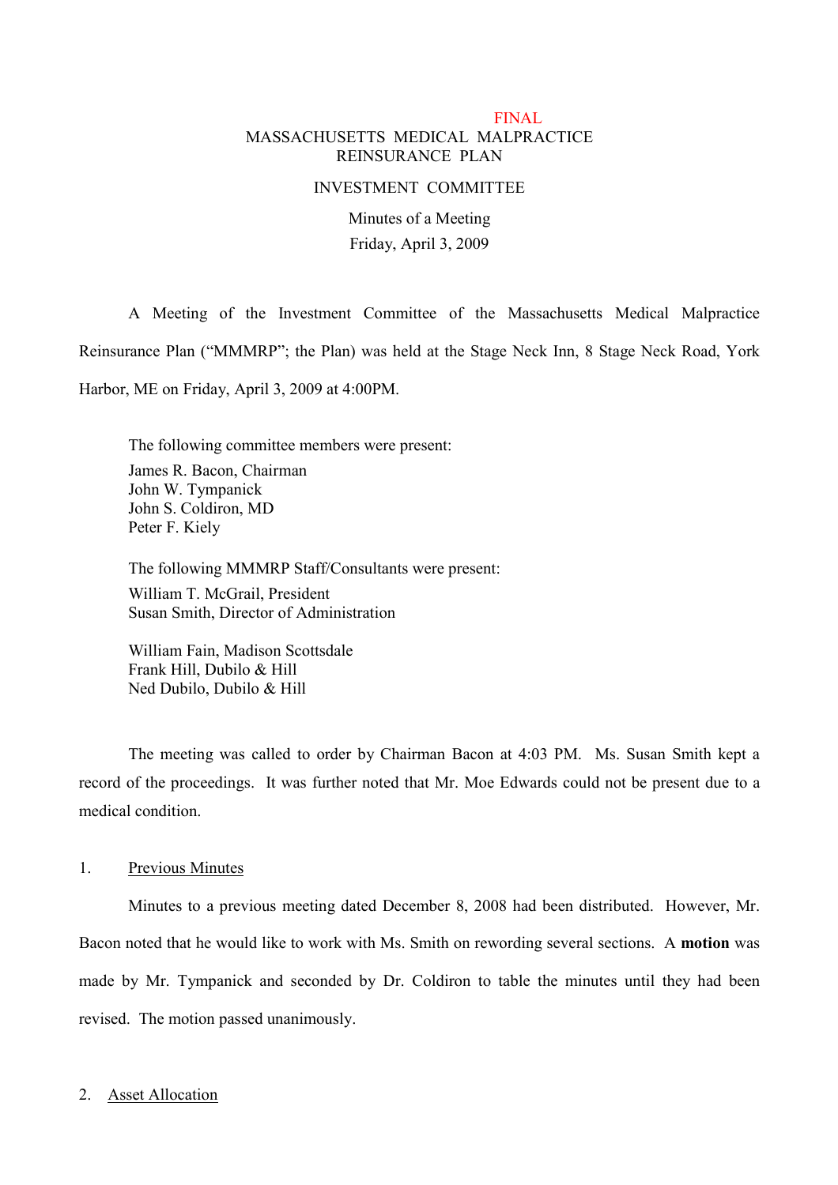FINAL

# MASSACHUSETTS MEDICAL MALPRACTICE REINSURANCE PLAN

## INVESTMENT COMMITTEE

Minutes of a Meeting

Friday, April 3, 2009

A Meeting of the Investment Committee of the Massachusetts Medical Malpractice Reinsurance Plan ("MMMRP"; the Plan) was held at the Stage Neck Inn, 8 Stage Neck Road, York Harbor, ME on Friday, April 3, 2009 at 4:00PM.

The following committee members were present:

James R. Bacon, Chairman  
John W. Tympanick  
John S. Coldiron, MD  
Peter F. Kiely

The following MMMRP Staff/Consultants were present:

William T. McGrail, President  
Susan Smith, Director of Administration

William Fain, Madison Scottsdale  
Frank Hill, Dubilo & Hill  
Ned Dubilo, Dubilo & Hill

The meeting was called to order by Chairman Bacon at 4:03 PM. Ms. Susan Smith kept a record of the proceedings. It was further noted that Mr. Moe Edwards could not be present due to a medical condition.

1. Previous Minutes

Minutes to a previous meeting dated December 8, 2008 had been distributed. However, Mr. Bacon noted that he would like to work with Ms. Smith on rewording several sections. A **motion** was made by Mr. Tympanick and seconded by Dr. Coldiron to table the minutes until they had been revised. The motion passed unanimously.

2. Asset Allocation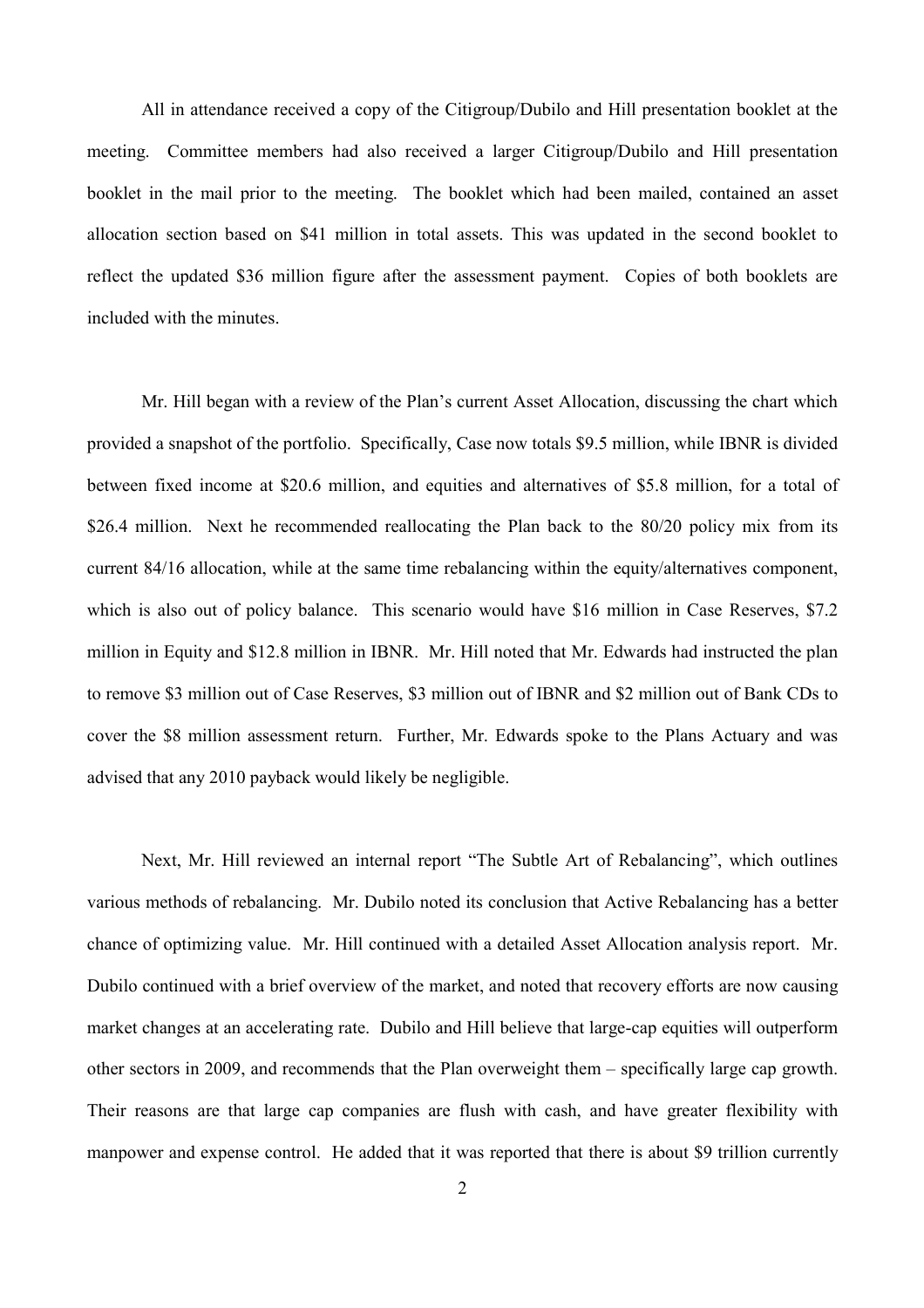All in attendance received a copy of the Citigroup/Dubilo and Hill presentation booklet at the meeting. Committee members had also received a larger Citigroup/Dubilo and Hill presentation booklet in the mail prior to the meeting. The booklet which had been mailed, contained an asset allocation section based on $41 million in total assets. This was updated in the second booklet to reflect the updated $36 million figure after the assessment payment. Copies of both booklets are included with the minutes.

Mr. Hill began with a review of the Plan's current Asset Allocation, discussing the chart which provided a snapshot of the portfolio. Specifically, Case now totals $9.5 million, while IBNR is divided between fixed income at $20.6 million, and equities and alternatives of $5.8 million, for a total of $26.4 million. Next he recommended reallocating the Plan back to the 80/20 policy mix from its current 84/16 allocation, while at the same time rebalancing within the equity/alternatives component, which is also out of policy balance. This scenario would have $16 million in Case Reserves, $7.2 million in Equity and $12.8 million in IBNR. Mr. Hill noted that Mr. Edwards had instructed the plan to remove $3 million out of Case Reserves, $3 million out of IBNR and $2 million out of Bank CDs to cover the $8 million assessment return. Further, Mr. Edwards spoke to the Plans Actuary and was advised that any 2010 payback would likely be negligible.

Next, Mr. Hill reviewed an internal report "The Subtle Art of Rebalancing", which outlines various methods of rebalancing. Mr. Dubilo noted its conclusion that Active Rebalancing has a better chance of optimizing value. Mr. Hill continued with a detailed Asset Allocation analysis report. Mr. Dubilo continued with a brief overview of the market, and noted that recovery efforts are now causing market changes at an accelerating rate. Dubilo and Hill believe that large-cap equities will outperform other sectors in 2009, and recommends that the Plan overweight them – specifically large cap growth. Their reasons are that large cap companies are flush with cash, and have greater flexibility with manpower and expense control. He added that it was reported that there is about $9 trillion currently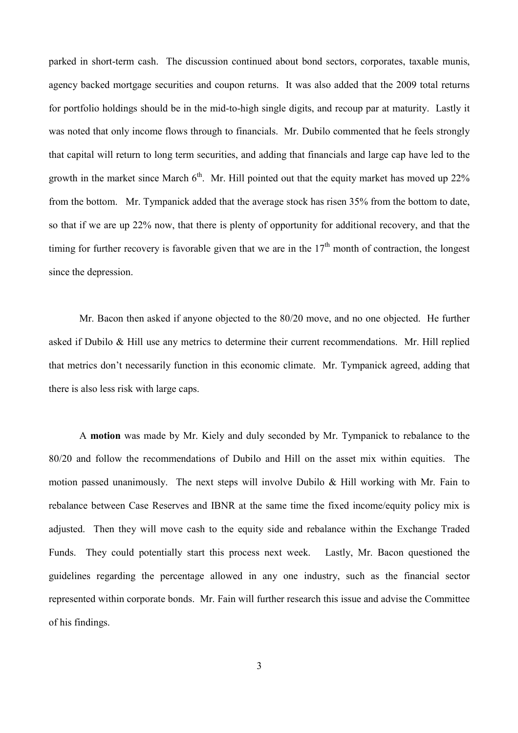parked in short-term cash. The discussion continued about bond sectors, corporates, taxable munis, agency backed mortgage securities and coupon returns. It was also added that the 2009 total returns for portfolio holdings should be in the mid-to-high single digits, and recoup par at maturity. Lastly it was noted that only income flows through to financials. Mr. Dubilo commented that he feels strongly that capital will return to long term securities, and adding that financials and large cap have led to the growth in the market since March 6th. Mr. Hill pointed out that the equity market has moved up 22% from the bottom. Mr. Tympanick added that the average stock has risen 35% from the bottom to date, so that if we are up 22% now, that there is plenty of opportunity for additional recovery, and that the timing for further recovery is favorable given that we are in the 17th month of contraction, the longest since the depression.

Mr. Bacon then asked if anyone objected to the 80/20 move, and no one objected. He further asked if Dubilo & Hill use any metrics to determine their current recommendations. Mr. Hill replied that metrics don't necessarily function in this economic climate. Mr. Tympanick agreed, adding that there is also less risk with large caps.

A **motion** was made by Mr. Kiely and duly seconded by Mr. Tympanick to rebalance to the 80/20 and follow the recommendations of Dubilo and Hill on the asset mix within equities. The motion passed unanimously. The next steps will involve Dubilo & Hill working with Mr. Fain to rebalance between Case Reserves and IBNR at the same time the fixed income/equity policy mix is adjusted. Then they will move cash to the equity side and rebalance within the Exchange Traded Funds. They could potentially start this process next week. Lastly, Mr. Bacon questioned the guidelines regarding the percentage allowed in any one industry, such as the financial sector represented within corporate bonds. Mr. Fain will further research this issue and advise the Committee of his findings.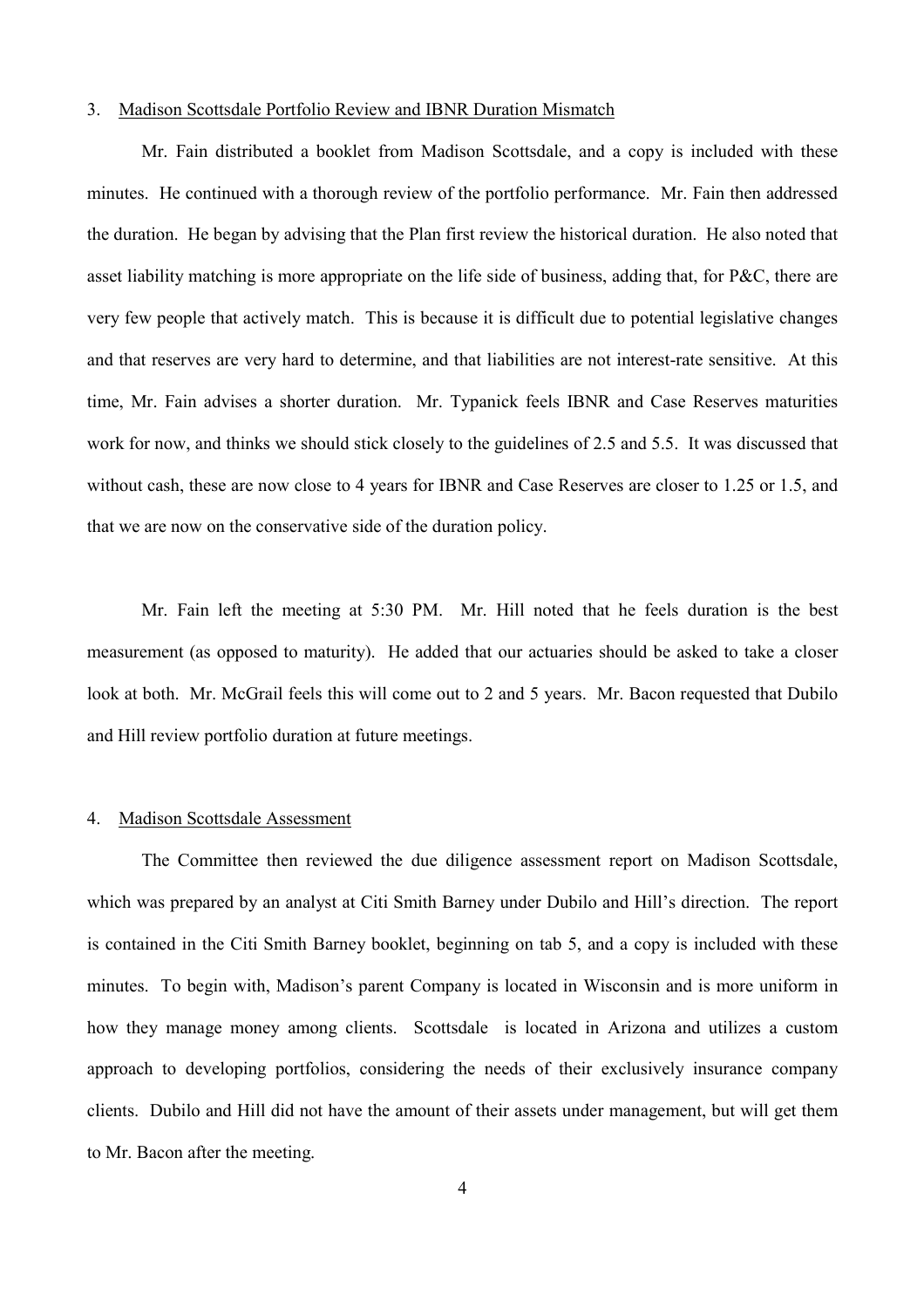3. <u>Madison Scottsdale Portfolio Review and IBNR Duration Mismatch</u>

Mr. Fain distributed a booklet from Madison Scottsdale, and a copy is included with these minutes. He continued with a thorough review of the portfolio performance. Mr. Fain then addressed the duration. He began by advising that the Plan first review the historical duration. He also noted that asset liability matching is more appropriate on the life side of business, adding that, for P&C, there are very few people that actively match. This is because it is difficult due to potential legislative changes and that reserves are very hard to determine, and that liabilities are not interest-rate sensitive. At this time, Mr. Fain advises a shorter duration. Mr. Typanick feels IBNR and Case Reserves maturities work for now, and thinks we should stick closely to the guidelines of 2.5 and 5.5. It was discussed that without cash, these are now close to 4 years for IBNR and Case Reserves are closer to 1.25 or 1.5, and that we are now on the conservative side of the duration policy.

Mr. Fain left the meeting at 5:30 PM. Mr. Hill noted that he feels duration is the best measurement (as opposed to maturity). He added that our actuaries should be asked to take a closer look at both. Mr. McGrail feels this will come out to 2 and 5 years. Mr. Bacon requested that Dubilo and Hill review portfolio duration at future meetings.

4. <u>Madison Scottsdale Assessment</u>

The Committee then reviewed the due diligence assessment report on Madison Scottsdale, which was prepared by an analyst at Citi Smith Barney under Dubilo and Hill's direction. The report is contained in the Citi Smith Barney booklet, beginning on tab 5, and a copy is included with these minutes. To begin with, Madison's parent Company is located in Wisconsin and is more uniform in how they manage money among clients. Scottsdale is located in Arizona and utilizes a custom approach to developing portfolios, considering the needs of their exclusively insurance company clients. Dubilo and Hill did not have the amount of their assets under management, but will get them to Mr. Bacon after the meeting.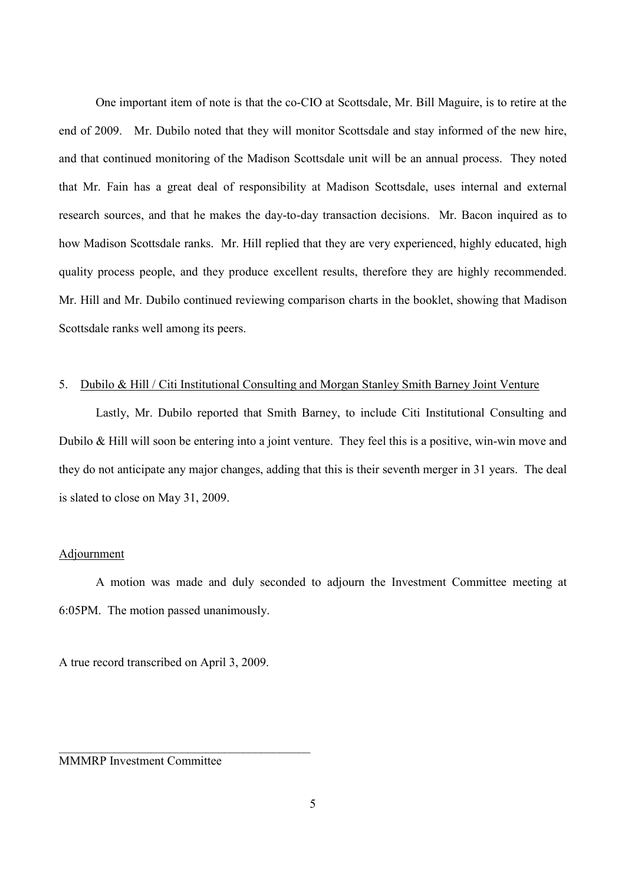One important item of note is that the co-CIO at Scottsdale, Mr. Bill Maguire, is to retire at the end of 2009. Mr. Dubilo noted that they will monitor Scottsdale and stay informed of the new hire, and that continued monitoring of the Madison Scottsdale unit will be an annual process. They noted that Mr. Fain has a great deal of responsibility at Madison Scottsdale, uses internal and external research sources, and that he makes the day-to-day transaction decisions. Mr. Bacon inquired as to how Madison Scottsdale ranks. Mr. Hill replied that they are very experienced, highly educated, high quality process people, and they produce excellent results, therefore they are highly recommended. Mr. Hill and Mr. Dubilo continued reviewing comparison charts in the booklet, showing that Madison Scottsdale ranks well among its peers.

5. <u>Dubilo & Hill / Citi Institutional Consulting and Morgan Stanley Smith Barney Joint Venture</u>

Lastly, Mr. Dubilo reported that Smith Barney, to include Citi Institutional Consulting and Dubilo & Hill will soon be entering into a joint venture. They feel this is a positive, win-win move and they do not anticipate any major changes, adding that this is their seventh merger in 31 years. The deal is slated to close on May 31, 2009.

<u>Adjournment</u>

A motion was made and duly seconded to adjourn the Investment Committee meeting at 6:05PM. The motion passed unanimously.

A true record transcribed on April 3, 2009.

\_\_\_\_\_\_\_\_\_\_\_\_\_\_\_\_\_\_\_\_\_\_\_\_\_\_\_\_\_\_\_\_\_\_\_\_\_\_\_\_\_\_

MMMRP Investment Committee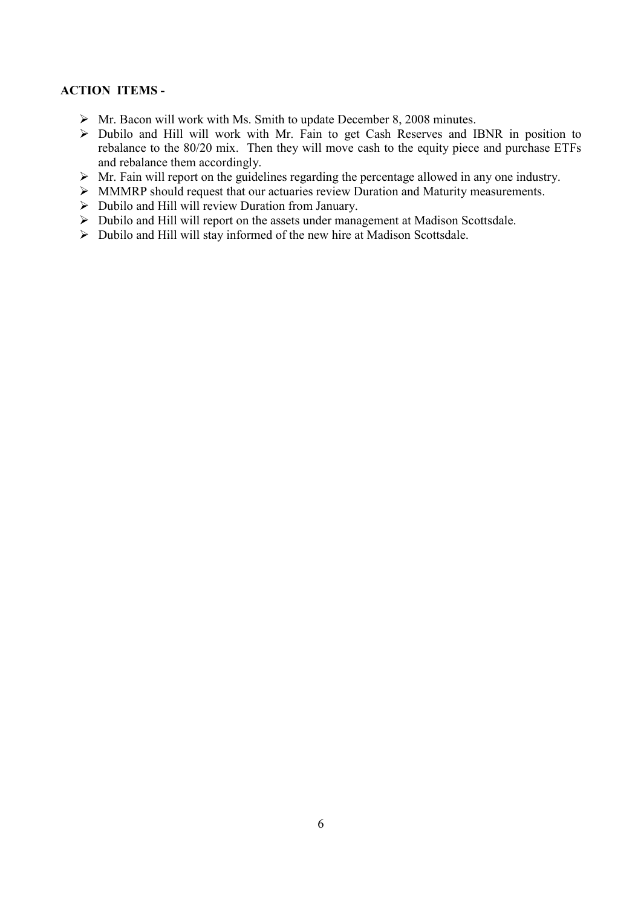**ACTION ITEMS -**

- Mr. Bacon will work with Ms. Smith to update December 8, 2008 minutes.
- Dubilo and Hill will work with Mr. Fain to get Cash Reserves and IBNR in position to rebalance to the 80/20 mix. Then they will move cash to the equity piece and purchase ETFs and rebalance them accordingly.
- Mr. Fain will report on the guidelines regarding the percentage allowed in any one industry.
- MMMRP should request that our actuaries review Duration and Maturity measurements.
- Dubilo and Hill will review Duration from January.
- Dubilo and Hill will report on the assets under management at Madison Scottsdale.
- Dubilo and Hill will stay informed of the new hire at Madison Scottsdale.